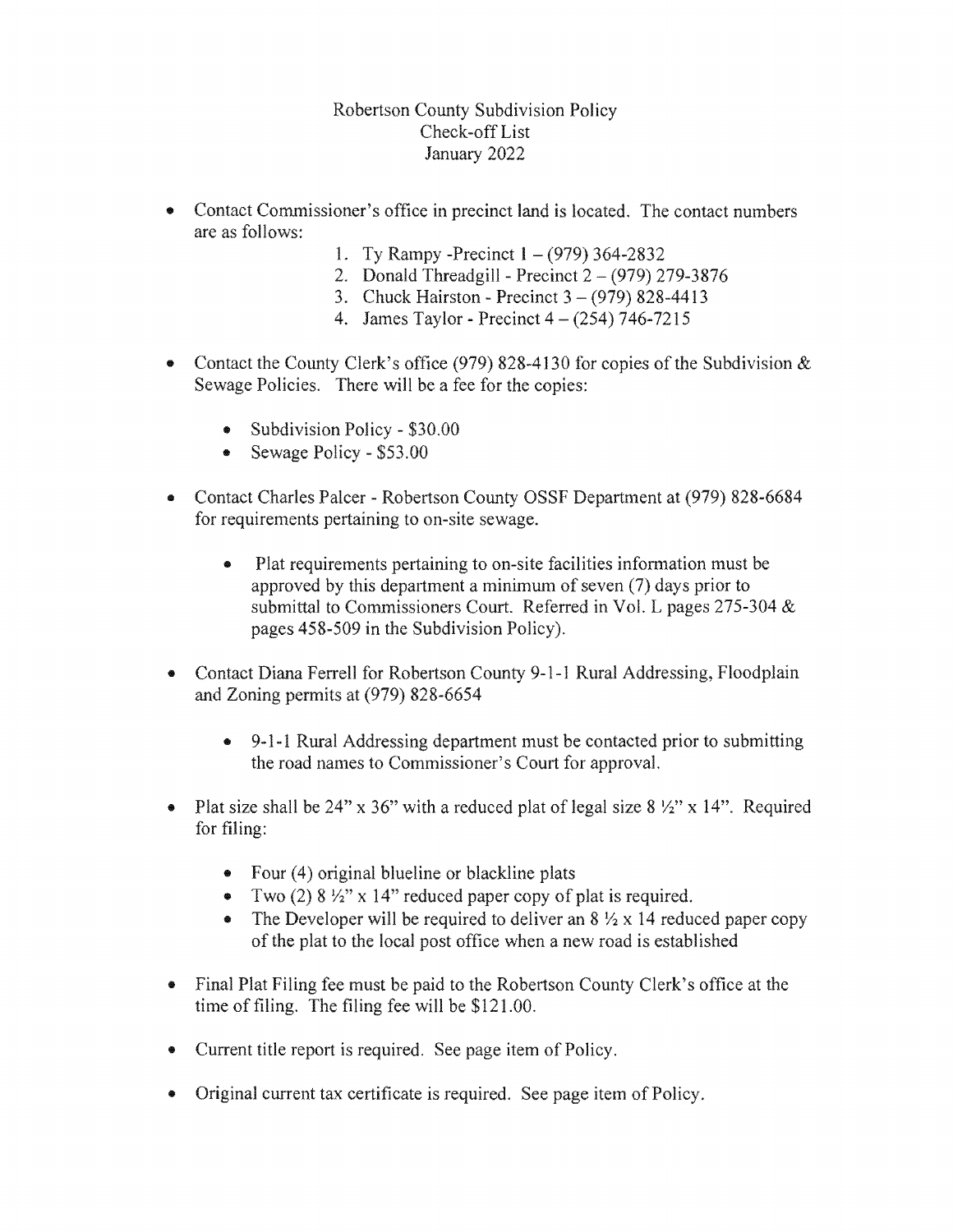# Robertson County Subdivision Policy
## Check-off List
### January 2022

- Contact Commissioner's office in precinct land is located. The contact numbers are as follows:
    1. Ty Rampy -Precinct 1 – (979) 364-2832
    2. Donald Threadgill - Precinct 2 – (979) 279-3876
    3. Chuck Hairston - Precinct 3 – (979) 828-4413
    4. James Taylor - Precinct 4 – (254) 746-7215

- Contact the County Clerk's office (979) 828-4130 for copies of the Subdivision & Sewage Policies. There will be a fee for the copies:
    - Subdivision Policy - $30.00
    - Sewage Policy - $53.00

- Contact Charles Palcer - Robertson County OSSF Department at (979) 828-6684 for requirements pertaining to on-site sewage.
    - Plat requirements pertaining to on-site facilities information must be approved by this department a minimum of seven (7) days prior to submittal to Commissioners Court. Referred in Vol. L pages 275-304 & pages 458-509 in the Subdivision Policy).

- Contact Diana Ferrell for Robertson County 9-1-1 Rural Addressing, Floodplain and Zoning permits at (979) 828-6654
    - 9-1-1 Rural Addressing department must be contacted prior to submitting the road names to Commissioner's Court for approval.

- Plat size shall be 24" x 36" with a reduced plat of legal size 8 ½" x 14". Required for filing:
    - Four (4) original blueline or blackline plats
    - Two (2) 8 ½" x 14" reduced paper copy of plat is required.
    - The Developer will be required to deliver an 8 ½ x 14 reduced paper copy of the plat to the local post office when a new road is established

- Final Plat Filing fee must be paid to the Robertson County Clerk's office at the time of filing. The filing fee will be $121.00.

- Current title report is required. See page item of Policy.

- Original current tax certificate is required. See page item of Policy.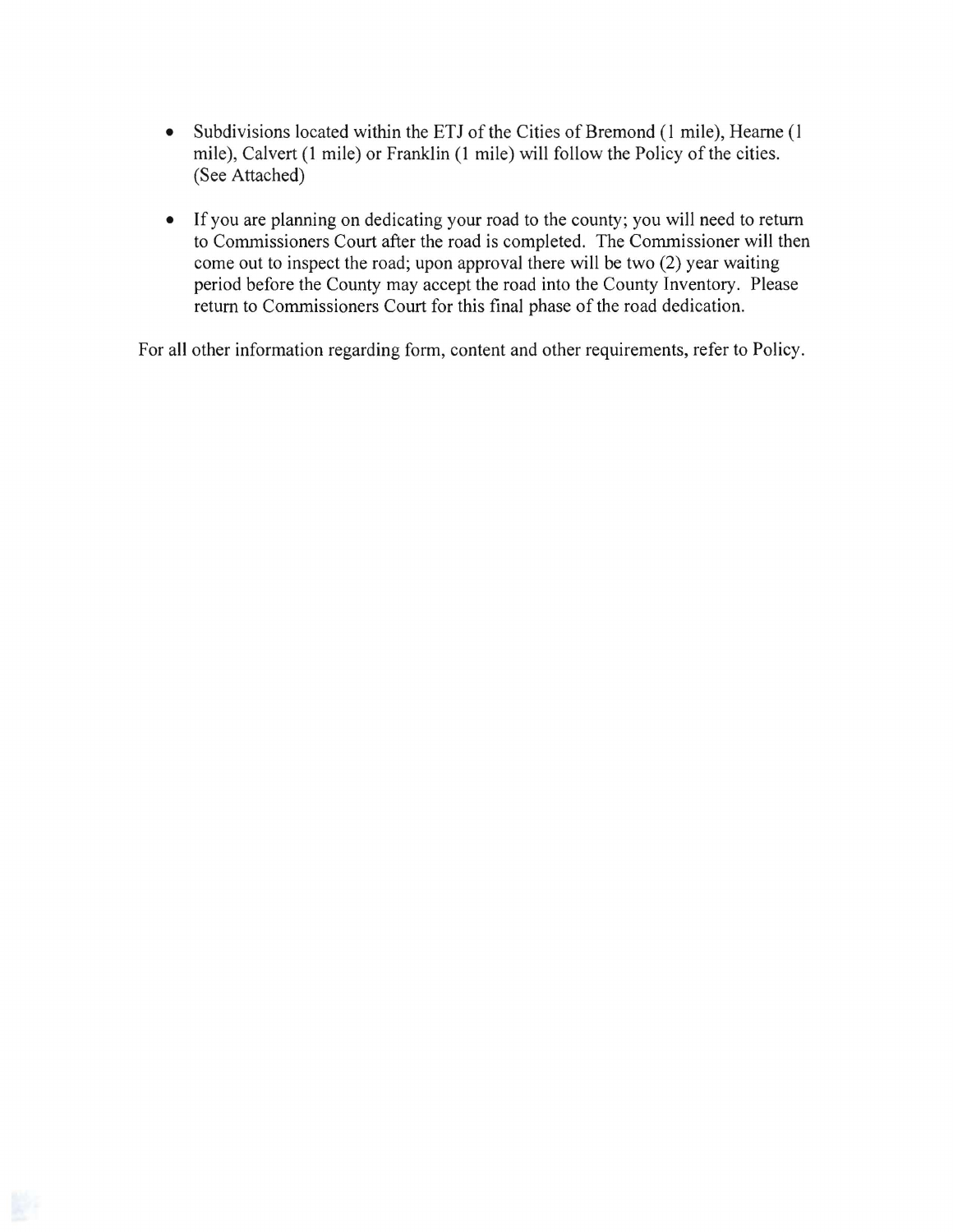- Subdivisions located within the ETJ of the Cities of Bremond (1 mile), Hearne (1 mile), Calvert (1 mile) or Franklin (1 mile) will follow the Policy of the cities. (See Attached)

- If you are planning on dedicating your road to the county; you will need to return to Commissioners Court after the road is completed. The Commissioner will then come out to inspect the road; upon approval there will be two (2) year waiting period before the County may accept the road into the County Inventory. Please return to Commissioners Court for this final phase of the road dedication.

For all other information regarding form, content and other requirements, refer to Policy.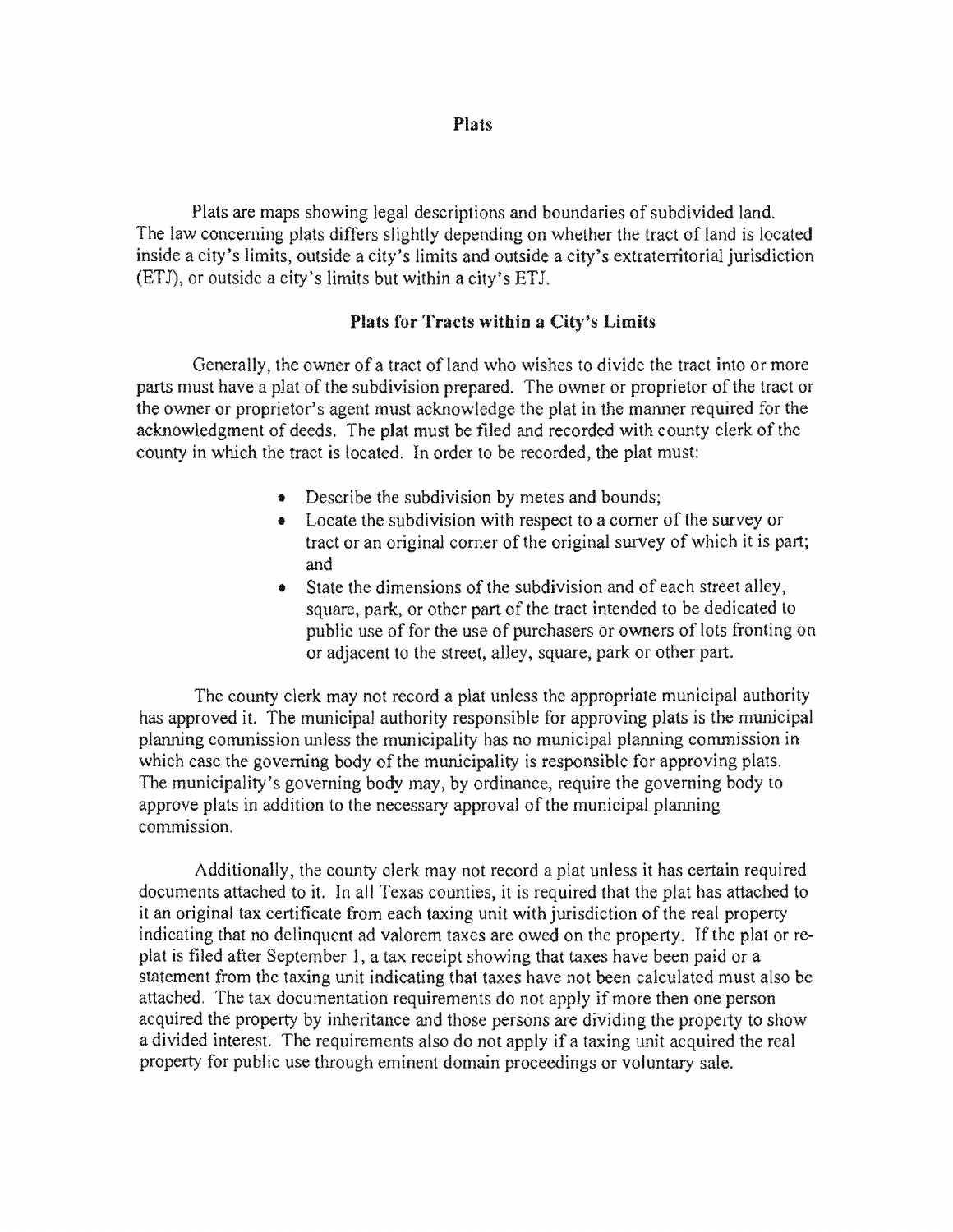# Plats

Plats are maps showing legal descriptions and boundaries of subdivided land. The law concerning plats differs slightly depending on whether the tract of land is located inside a city's limits, outside a city's limits and outside a city's extraterritorial jurisdiction (ETJ), or outside a city's limits but within a city's ETJ.

## Plats for Tracts within a City's Limits

Generally, the owner of a tract of land who wishes to divide the tract into or more parts must have a plat of the subdivision prepared. The owner or proprietor of the tract or the owner or proprietor's agent must acknowledge the plat in the manner required for the acknowledgment of deeds. The plat must be filed and recorded with county clerk of the county in which the tract is located. In order to be recorded, the plat must:

- Describe the subdivision by metes and bounds;
- Locate the subdivision with respect to a corner of the survey or tract or an original corner of the original survey of which it is part; and
- State the dimensions of the subdivision and of each street alley, square, park, or other part of the tract intended to be dedicated to public use of for the use of purchasers or owners of lots fronting on or adjacent to the street, alley, square, park or other part.

The county clerk may not record a plat unless the appropriate municipal authority has approved it. The municipal authority responsible for approving plats is the municipal planning commission unless the municipality has no municipal planning commission in which case the governing body of the municipality is responsible for approving plats. The municipality's governing body may, by ordinance, require the governing body to approve plats in addition to the necessary approval of the municipal planning commission.

Additionally, the county clerk may not record a plat unless it has certain required documents attached to it. In all Texas counties, it is required that the plat has attached to it an original tax certificate from each taxing unit with jurisdiction of the real property indicating that no delinquent ad valorem taxes are owed on the property. If the plat or re-plat is filed after September 1, a tax receipt showing that taxes have been paid or a statement from the taxing unit indicating that taxes have not been calculated must also be attached. The tax documentation requirements do not apply if more then one person acquired the property by inheritance and those persons are dividing the property to show a divided interest. The requirements also do not apply if a taxing unit acquired the real property for public use through eminent domain proceedings or voluntary sale.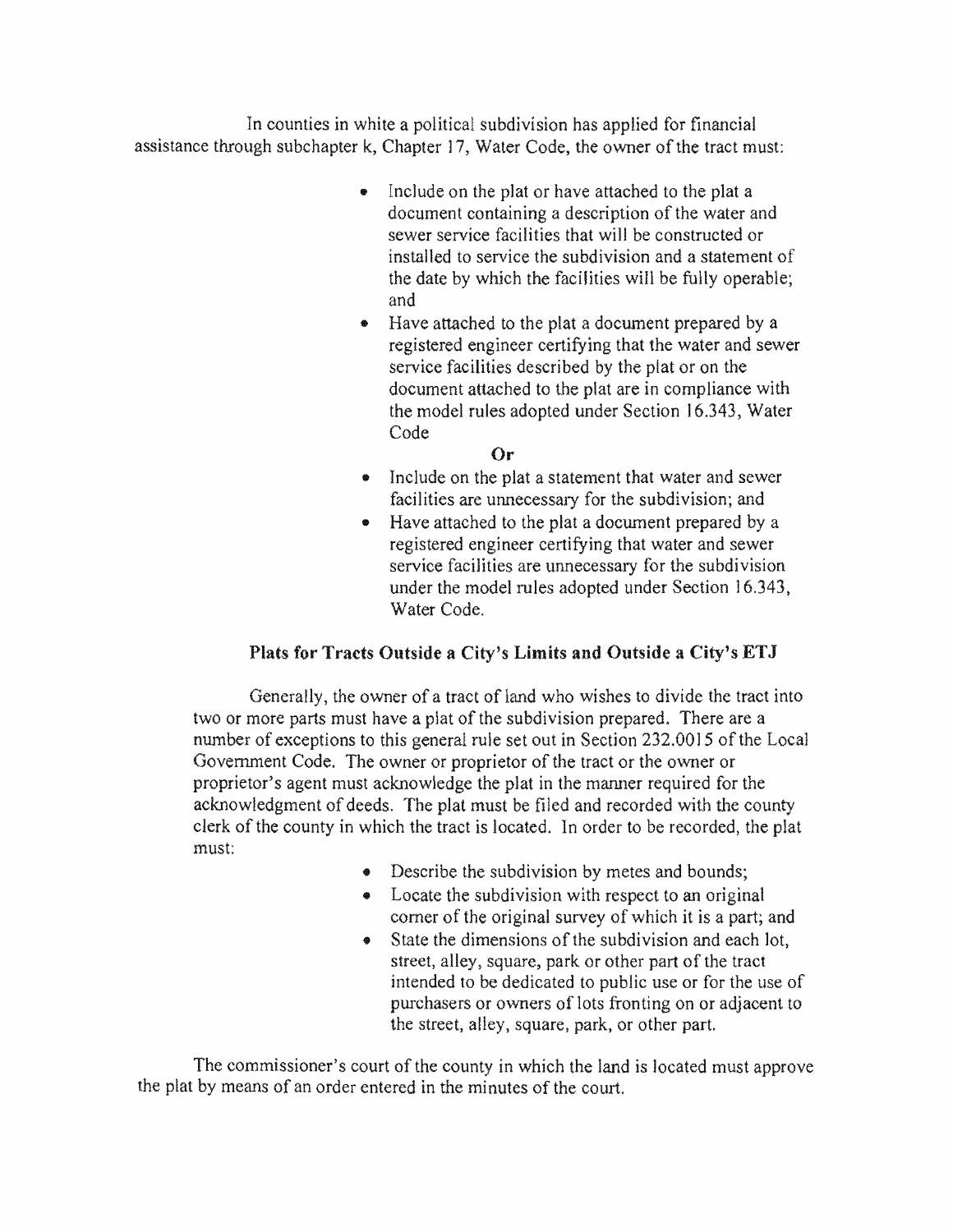In counties in white a political subdivision has applied for financial assistance through subchapter k, Chapter 17, Water Code, the owner of the tract must:

- Include on the plat or have attached to the plat a document containing a description of the water and sewer service facilities that will be constructed or installed to service the subdivision and a statement of the date by which the facilities will be fully operable; and
- Have attached to the plat a document prepared by a registered engineer certifying that the water and sewer service facilities described by the plat or on the document attached to the plat are in compliance with the model rules adopted under Section 16.343, Water Code

**Or**

- Include on the plat a statement that water and sewer facilities are unnecessary for the subdivision; and
- Have attached to the plat a document prepared by a registered engineer certifying that water and sewer service facilities are unnecessary for the subdivision under the model rules adopted under Section 16.343, Water Code.

### Plats for Tracts Outside a City's Limits and Outside a City's ETJ

Generally, the owner of a tract of land who wishes to divide the tract into two or more parts must have a plat of the subdivision prepared. There are a number of exceptions to this general rule set out in Section 232.0015 of the Local Government Code. The owner or proprietor of the tract or the owner or proprietor's agent must acknowledge the plat in the manner required for the acknowledgment of deeds. The plat must be filed and recorded with the county clerk of the county in which the tract is located. In order to be recorded, the plat must:

- Describe the subdivision by metes and bounds;
- Locate the subdivision with respect to an original corner of the original survey of which it is a part; and
- State the dimensions of the subdivision and each lot, street, alley, square, park or other part of the tract intended to be dedicated to public use or for the use of purchasers or owners of lots fronting on or adjacent to the street, alley, square, park, or other part.

The commissioner's court of the county in which the land is located must approve the plat by means of an order entered in the minutes of the court.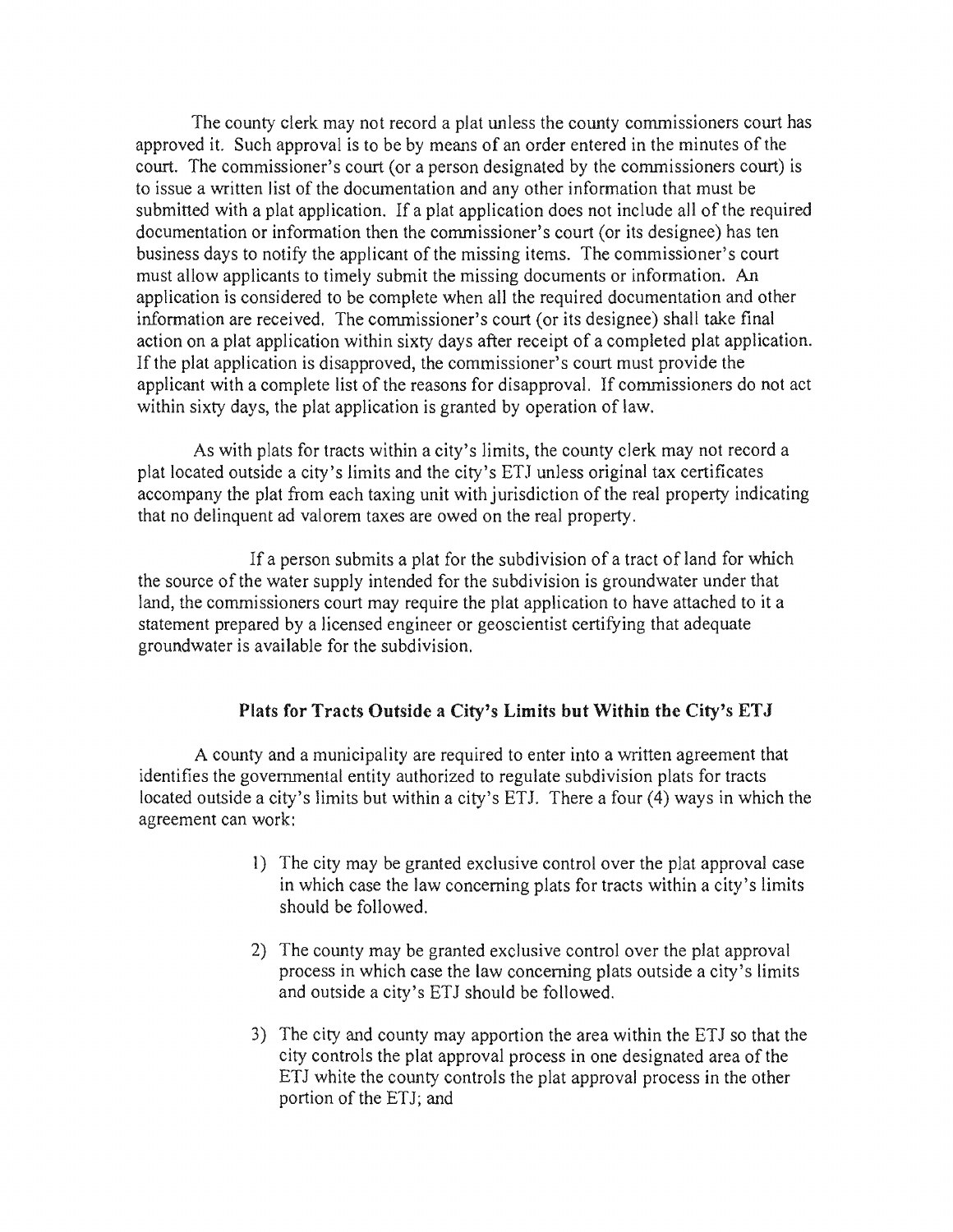The county clerk may not record a plat unless the county commissioners court has approved it. Such approval is to be by means of an order entered in the minutes of the court. The commissioner's court (or a person designated by the commissioners court) is to issue a written list of the documentation and any other information that must be submitted with a plat application. If a plat application does not include all of the required documentation or information then the commissioner's court (or its designee) has ten business days to notify the applicant of the missing items. The commissioner's court must allow applicants to timely submit the missing documents or information. An application is considered to be complete when all the required documentation and other information are received. The commissioner's court (or its designee) shall take final action on a plat application within sixty days after receipt of a completed plat application. If the plat application is disapproved, the commissioner's court must provide the applicant with a complete list of the reasons for disapproval. If commissioners do not act within sixty days, the plat application is granted by operation of law.

As with plats for tracts within a city's limits, the county clerk may not record a plat located outside a city's limits and the city's ETJ unless original tax certificates accompany the plat from each taxing unit with jurisdiction of the real property indicating that no delinquent ad valorem taxes are owed on the real property.

If a person submits a plat for the subdivision of a tract of land for which the source of the water supply intended for the subdivision is groundwater under that land, the commissioners court may require the plat application to have attached to it a statement prepared by a licensed engineer or geoscientist certifying that adequate groundwater is available for the subdivision.

### Plats for Tracts Outside a City's Limits but Within the City's ETJ

A county and a municipality are required to enter into a written agreement that identifies the governmental entity authorized to regulate subdivision plats for tracts located outside a city's limits but within a city's ETJ. There a four (4) ways in which the agreement can work:

1) The city may be granted exclusive control over the plat approval case in which case the law concerning plats for tracts within a city's limits should be followed.

2) The county may be granted exclusive control over the plat approval process in which case the law concerning plats outside a city's limits and outside a city's ETJ should be followed.

3) The city and county may apportion the area within the ETJ so that the city controls the plat approval process in one designated area of the ETJ while the county controls the plat approval process in the other portion of the ETJ; and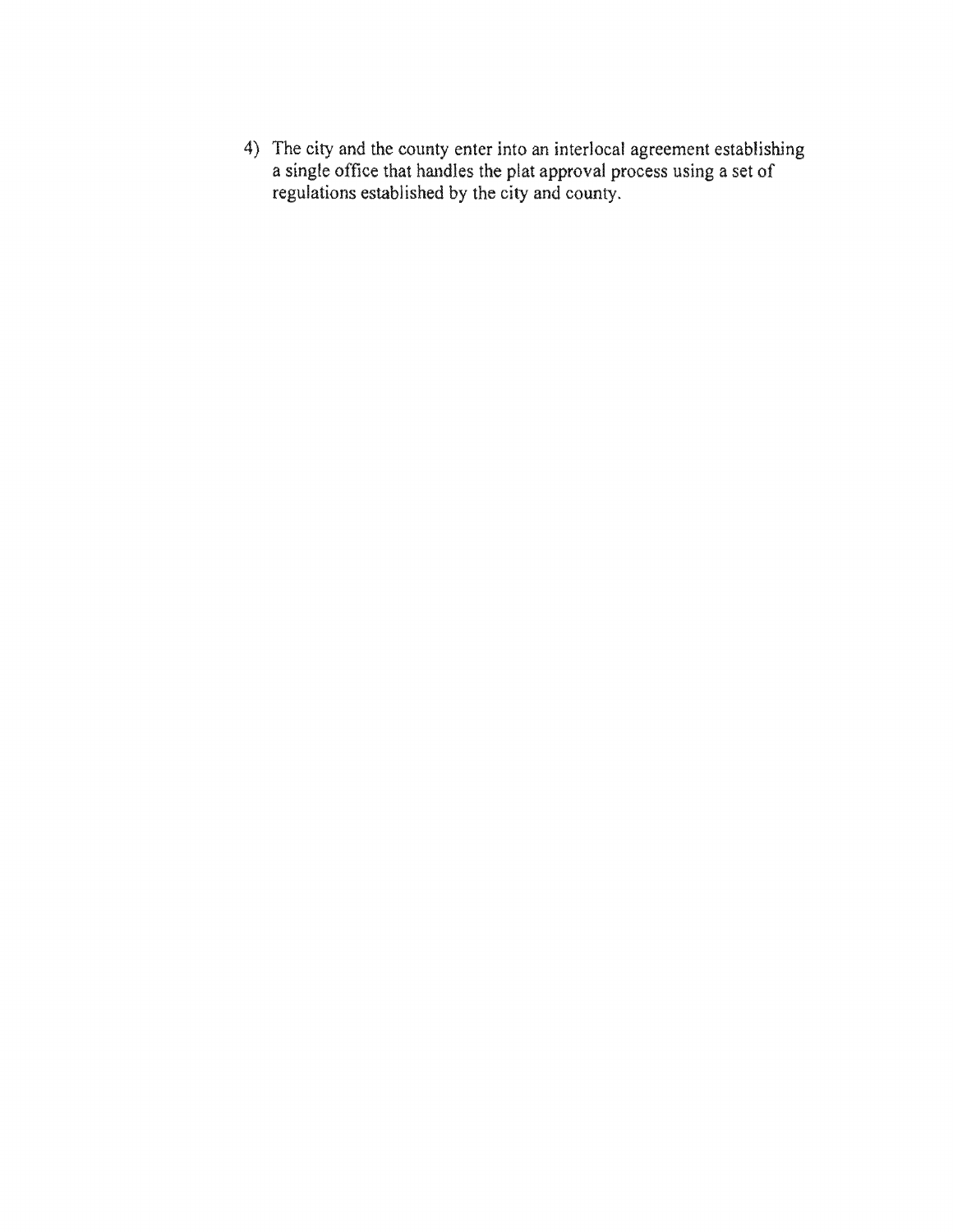4) The city and the county enter into an interlocal agreement establishing a single office that handles the plat approval process using a set of regulations established by the city and county.